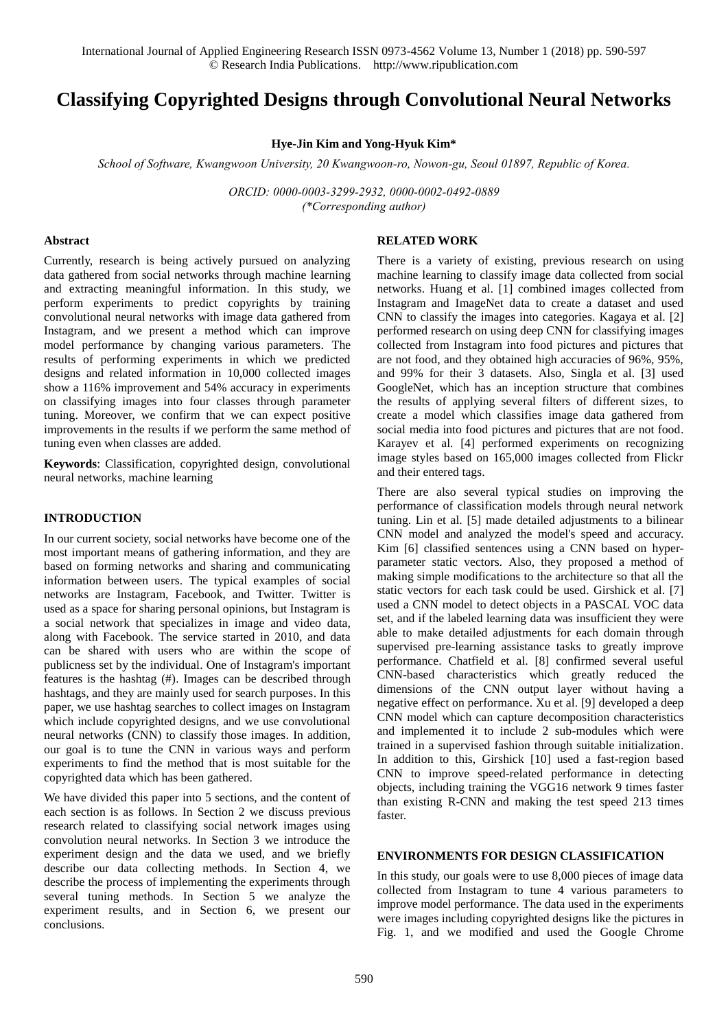# Classifying Copyrighted Designs through Convolutional Neural Networks

**Hye-Jin Kim and Yong-Hyuk Kim***

*School of Software, Kwangwoon University, 20 Kwangwoon-ro, Nowon-gu, Seoul 01897, Republic of Korea.*

*ORCID: 0000-0003-3299-2932, 0000-0002-0492-0889*
*(*Corresponding author)*

## Abstract

Currently, research is being actively pursued on analyzing data gathered from social networks through machine learning and extracting meaningful information. In this study, we perform experiments to predict copyrights by training convolutional neural networks with image data gathered from Instagram, and we present a method which can improve model performance by changing various parameters. The results of performing experiments in which we predicted designs and related information in 10,000 collected images show a 116% improvement and 54% accuracy in experiments on classifying images into four classes through parameter tuning. Moreover, we confirm that we can expect positive improvements in the results if we perform the same method of tuning even when classes are added.

**Keywords**: Classification, copyrighted design, convolutional neural networks, machine learning

## INTRODUCTION

In our current society, social networks have become one of the most important means of gathering information, and they are based on forming networks and sharing and communicating information between users. The typical examples of social networks are Instagram, Facebook, and Twitter. Twitter is used as a space for sharing personal opinions, but Instagram is a social network that specializes in image and video data, along with Facebook. The service started in 2010, and data can be shared with users who are within the scope of publicness set by the individual. One of Instagram's important features is the hashtag (#). Images can be described through hashtags, and they are mainly used for search purposes. In this paper, we use hashtag searches to collect images on Instagram which include copyrighted designs, and we use convolutional neural networks (CNN) to classify those images. In addition, our goal is to tune the CNN in various ways and perform experiments to find the method that is most suitable for the copyrighted data which has been gathered.

We have divided this paper into 5 sections, and the content of each section is as follows. In Section 2 we discuss previous research related to classifying social network images using convolution neural networks. In Section 3 we introduce the experiment design and the data we used, and we briefly describe our data collecting methods. In Section 4, we describe the process of implementing the experiments through several tuning methods. In Section 5 we analyze the experiment results, and in Section 6, we present our conclusions.

## RELATED WORK

There is a variety of existing, previous research on using machine learning to classify image data collected from social networks. Huang et al. [1] combined images collected from Instagram and ImageNet data to create a dataset and used CNN to classify the images into categories. Kagaya et al. [2] performed research on using deep CNN for classifying images collected from Instagram into food pictures and pictures that are not food, and they obtained high accuracies of 96%, 95%, and 99% for their 3 datasets. Also, Singla et al. [3] used GoogleNet, which has an inception structure that combines the results of applying several filters of different sizes, to create a model which classifies image data gathered from social media into food pictures and pictures that are not food. Karayev et al. [4] performed experiments on recognizing image styles based on 165,000 images collected from Flickr and their entered tags.

There are also several typical studies on improving the performance of classification models through neural network tuning. Lin et al. [5] made detailed adjustments to a bilinear CNN model and analyzed the model's speed and accuracy. Kim [6] classified sentences using a CNN based on hyper-parameter static vectors. Also, they proposed a method of making simple modifications to the architecture so that all the static vectors for each task could be used. Girshick et al. [7] used a CNN model to detect objects in a PASCAL VOC data set, and if the labeled learning data was insufficient they were able to make detailed adjustments for each domain through supervised pre-learning assistance tasks to greatly improve performance. Chatfield et al. [8] confirmed several useful CNN-based characteristics which greatly reduced the dimensions of the CNN output layer without having a negative effect on performance. Xu et al. [9] developed a deep CNN model which can capture decomposition characteristics and implemented it to include 2 sub-modules which were trained in a supervised fashion through suitable initialization. In addition to this, Girshick [10] used a fast-region based CNN to improve speed-related performance in detecting objects, including training the VGG16 network 9 times faster than existing R-CNN and making the test speed 213 times faster.

## ENVIRONMENTS FOR DESIGN CLASSIFICATION

In this study, our goals were to use 8,000 pieces of image data collected from Instagram to tune 4 various parameters to improve model performance. The data used in the experiments were images including copyrighted designs like the pictures in Fig. 1, and we modified and used the Google Chrome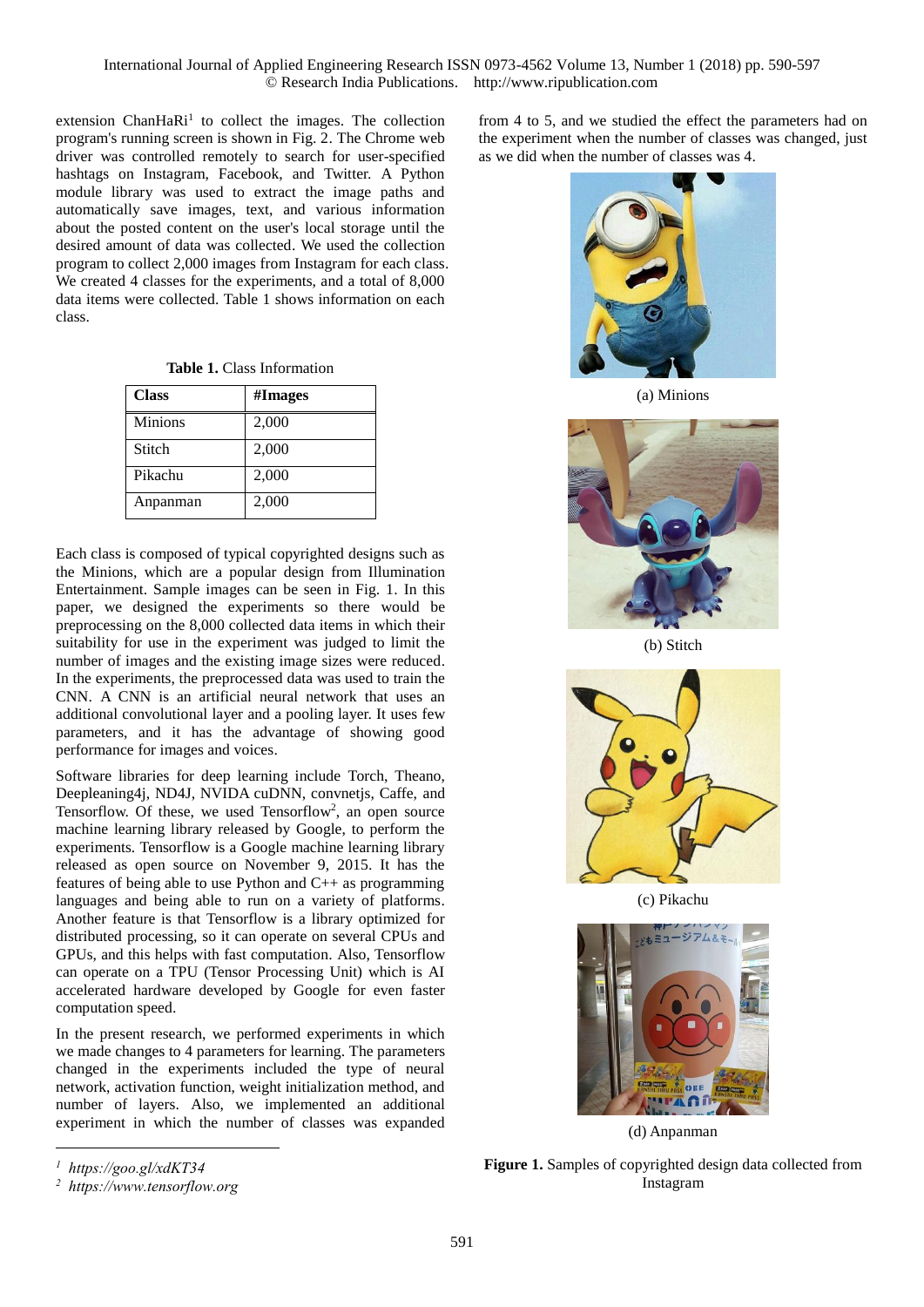extension ChanHaRi[1] to collect the images. The collection program's running screen is shown in Fig. 2. The Chrome web driver was controlled remotely to search for user-specified hashtags on Instagram, Facebook, and Twitter. A Python module library was used to extract the image paths and automatically save images, text, and various information about the posted content on the user's local storage until the desired amount of data was collected. We used the collection program to collect 2,000 images from Instagram for each class. We created 4 classes for the experiments, and a total of 8,000 data items were collected. Table 1 shows information on each class.

**Table 1.** Class Information

| Class | #Images |
|---|---|
| Minions | 2,000 |
| Stitch | 2,000 |
| Pikachu | 2,000 |
| Anpanman | 2,000 |

Each class is composed of typical copyrighted designs such as the Minions, which are a popular design from Illumination Entertainment. Sample images can be seen in Fig. 1. In this paper, we designed the experiments so there would be preprocessing on the 8,000 collected data items in which their suitability for use in the experiment was judged to limit the number of images and the existing image sizes were reduced. In the experiments, the preprocessed data was used to train the CNN. A CNN is an artificial neural network that uses an additional convolutional layer and a pooling layer. It uses few parameters, and it has the advantage of showing good performance for images and voices.

Software libraries for deep learning include Torch, Theano, Deepleaning4j, ND4J, NVIDA cuDNN, convnetjs, Caffe, and Tensorflow. Of these, we used Tensorflow[2], an open source machine learning library released by Google, to perform the experiments. Tensorflow is a Google machine learning library released as open source on November 9, 2015. It has the features of being able to use Python and C++ as programming languages and being able to run on a variety of platforms. Another feature is that Tensorflow is a library optimized for distributed processing, so it can operate on several CPUs and GPUs, and this helps with fast computation. Also, Tensorflow can operate on a TPU (Tensor Processing Unit) which is AI accelerated hardware developed by Google for even faster computation speed.

In the present research, we performed experiments in which we made changes to 4 parameters for learning. The parameters changed in the experiments included the type of neural network, activation function, weight initialization method, and number of layers. Also, we implemented an additional experiment in which the number of classes was expanded from 4 to 5, and we studied the effect the parameters had on the experiment when the number of classes was changed, just as we did when the number of classes was 4.

(a) Minions

(b) Stitch

(c) Pikachu

(d) Anpanman

**Figure 1.** Samples of copyrighted design data collected from Instagram

[1] *https://goo.gl/xdKT34*

[2] *https://www.tensorflow.org*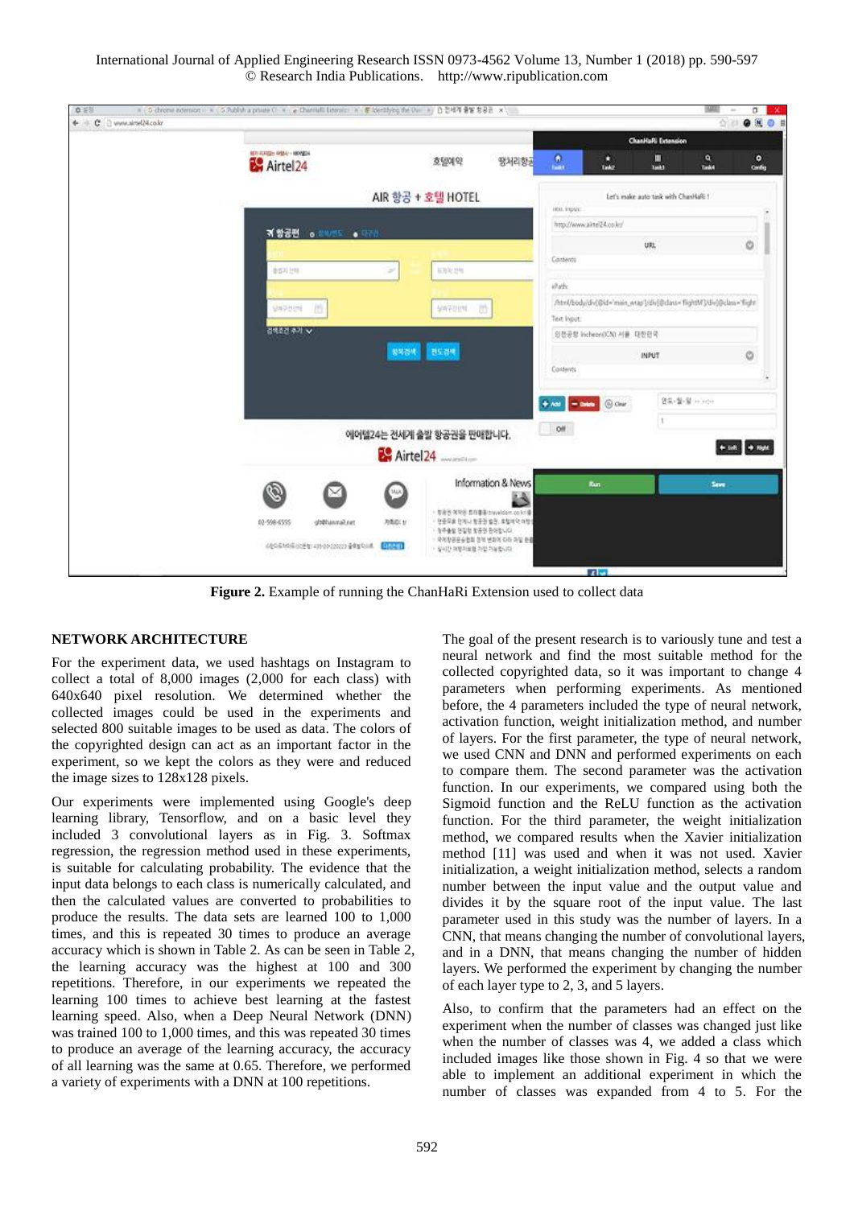Figure 2. Example of running the ChanHaRi Extension used to collect data

## NETWORK ARCHITECTURE

For the experiment data, we used hashtags on Instagram to collect a total of 8,000 images (2,000 for each class) with 640x640 pixel resolution. We determined whether the collected images could be used in the experiments and selected 800 suitable images to be used as data. The colors of the copyrighted design can act as an important factor in the experiment, so we kept the colors as they were and reduced the image sizes to 128x128 pixels.

Our experiments were implemented using Google's deep learning library, Tensorflow, and on a basic level they included 3 convolutional layers as in Fig. 3. Softmax regression, the regression method used in these experiments, is suitable for calculating probability. The evidence that the input data belongs to each class is numerically calculated, and then the calculated values are converted to probabilities to produce the results. The data sets are learned 100 to 1,000 times, and this is repeated 30 times to produce an average accuracy which is shown in Table 2. As can be seen in Table 2, the learning accuracy was the highest at 100 and 300 repetitions. Therefore, in our experiments we repeated the learning 100 times to achieve best learning at the fastest learning speed. Also, when a Deep Neural Network (DNN) was trained 100 to 1,000 times, and this was repeated 30 times to produce an average of the learning accuracy, the accuracy of all learning was the same at 0.65. Therefore, we performed a variety of experiments with a DNN at 100 repetitions.

The goal of the present research is to variously tune and test a neural network and find the most suitable method for the collected copyrighted data, so it was important to change 4 parameters when performing experiments. As mentioned before, the 4 parameters included the type of neural network, activation function, weight initialization method, and number of layers. For the first parameter, the type of neural network, we used CNN and DNN and performed experiments on each to compare them. The second parameter was the activation function. In our experiments, we compared using both the Sigmoid function and the ReLU function as the activation function. For the third parameter, the weight initialization method, we compared results when the Xavier initialization method [11] was used and when it was not used. Xavier initialization, a weight initialization method, selects a random number between the input value and the output value and divides it by the square root of the input value. The last parameter used in this study was the number of layers. In a CNN, that means changing the number of convolutional layers, and in a DNN, that means changing the number of hidden layers. We performed the experiment by changing the number of each layer type to 2, 3, and 5 layers.

Also, to confirm that the parameters had an effect on the experiment when the number of classes was changed just like when the number of classes was 4, we added a class which included images like those shown in Fig. 4 so that we were able to implement an additional experiment in which the number of classes was expanded from 4 to 5. For the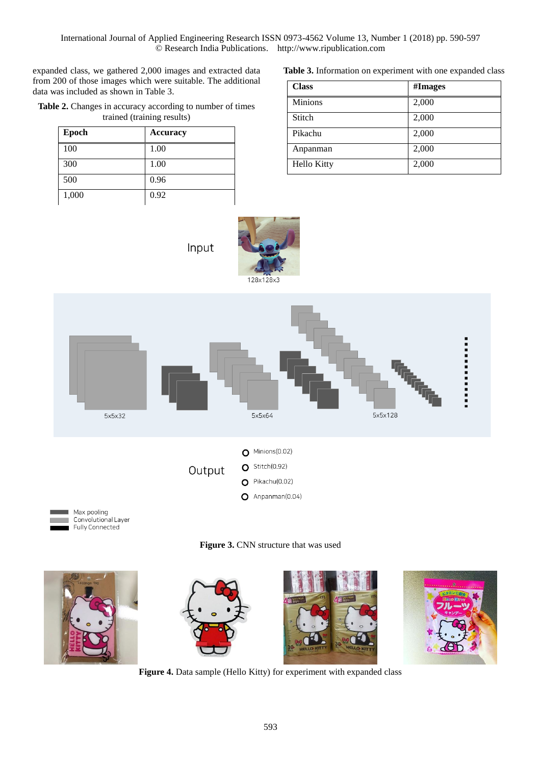expanded class, we gathered 2,000 images and extracted data from 200 of those images which were suitable. The additional data was included as shown in Table 3.

**Table 2.** Changes in accuracy according to number of times trained (training results)

| Epoch | Accuracy |
|---|---|
| 100 | 1.00 |
| 300 | 1.00 |
| 500 | 0.96 |
| 1,000 | 0.92 |

**Table 3.** Information on experiment with one expanded class

| Class | #Images |
|---|---|
| Minions | 2,000 |
| Stitch | 2,000 |
| Pikachu | 2,000 |
| Anpanman | 2,000 |
| Hello Kitty | 2,000 |

**Figure 3.** CNN structure that was used

**Figure 4.** Data sample (Hello Kitty) for experiment with expanded class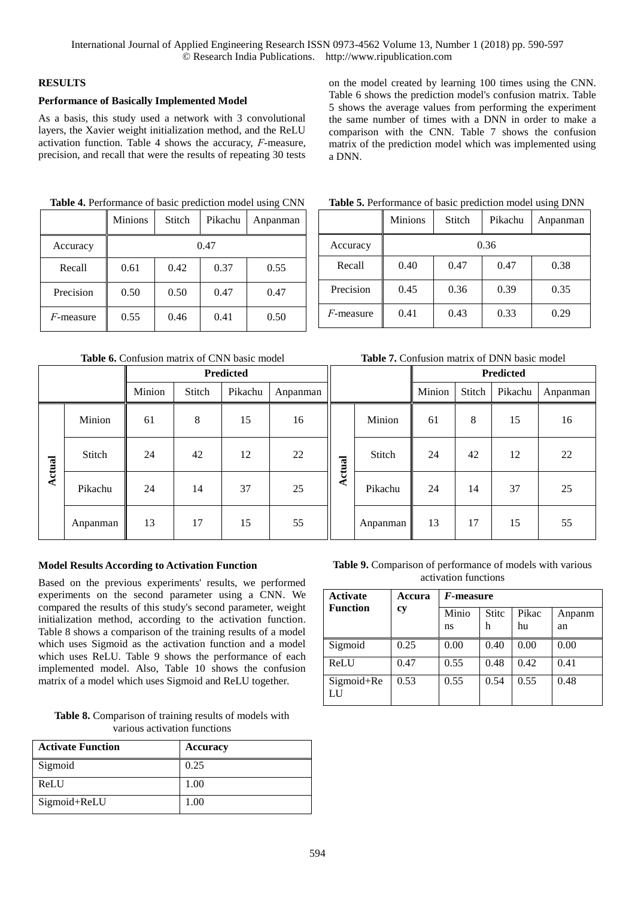## RESULTS

### Performance of Basically Implemented Model

As a basis, this study used a network with 3 convolutional layers, the Xavier weight initialization method, and the ReLU activation function. Table 4 shows the accuracy, *F*-measure, precision, and recall that were the results of repeating 30 tests on the model created by learning 100 times using the CNN. Table 6 shows the prediction model's confusion matrix. Table 5 shows the average values from performing the experiment the same number of times with a DNN in order to make a comparison with the CNN. Table 7 shows the confusion matrix of the prediction model which was implemented using a DNN.

**Table 4.** Performance of basic prediction model using CNN

| | Minions | Stitch | Pikachu | Anpanman |
|---|---|---|---|---|
| Accuracy | 0.47 | | | |
| Recall | 0.61 | 0.42 | 0.37 | 0.55 |
| Precision | 0.50 | 0.50 | 0.47 | 0.47 |
| *F*-measure | 0.55 | 0.46 | 0.41 | 0.50 |

**Table 5.** Performance of basic prediction model using DNN

| | Minions | Stitch | Pikachu | Anpanman |
|---|---|---|---|---|
| Accuracy | 0.36 | | | |
| Recall | 0.40 | 0.47 | 0.47 | 0.38 |
| Precision | 0.45 | 0.36 | 0.39 | 0.35 |
| *F*-measure | 0.41 | 0.43 | 0.33 | 0.29 |

**Table 6.** Confusion matrix of CNN basic model

| | | Predicted | | | |
|---|---|---|---|---|---|
| | | Minion | Stitch | Pikachu | Anpanman |
| Actual | Minion | 61 | 8 | 15 | 16 |
| | Stitch | 24 | 42 | 12 | 22 |
| | Pikachu | 24 | 14 | 37 | 25 |
| | Anpanman | 13 | 17 | 15 | 55 |

**Table 7.** Confusion matrix of DNN basic model

| | | Predicted | | | |
|---|---|---|---|---|---|
| | | Minion | Stitch | Pikachu | Anpanman |
| Actual | Minion | 61 | 8 | 15 | 16 |
| | Stitch | 24 | 42 | 12 | 22 |
| | Pikachu | 24 | 14 | 37 | 25 |
| | Anpanman | 13 | 17 | 15 | 55 |

### Model Results According to Activation Function

Based on the previous experiments' results, we performed experiments on the second parameter using a CNN. We compared the results of this study's second parameter, weight initialization method, according to the activation function. Table 8 shows a comparison of the training results of a model which uses Sigmoid as the activation function and a model which uses ReLU. Table 9 shows the performance of each implemented model. Also, Table 10 shows the confusion matrix of a model which uses Sigmoid and ReLU together.

**Table 8.** Comparison of training results of models with various activation functions

| **Activate Function** | **Accuracy** |
|---|---|
| Sigmoid | 0.25 |
| ReLU | 1.00 |
| Sigmoid+ReLU | 1.00 |

**Table 9.** Comparison of performance of models with various activation functions

| **Activate Function** | **Accuracy** | ***F*-measure** | | | |
|---|---|---|---|---|---|
| | | Minions | Stitch | Pikachu | Anpanman |
| Sigmoid | 0.25 | 0.00 | 0.40 | 0.00 | 0.00 |
| ReLU | 0.47 | 0.55 | 0.48 | 0.42 | 0.41 |
| Sigmoid+ReLU | 0.53 | 0.55 | 0.54 | 0.55 | 0.48 |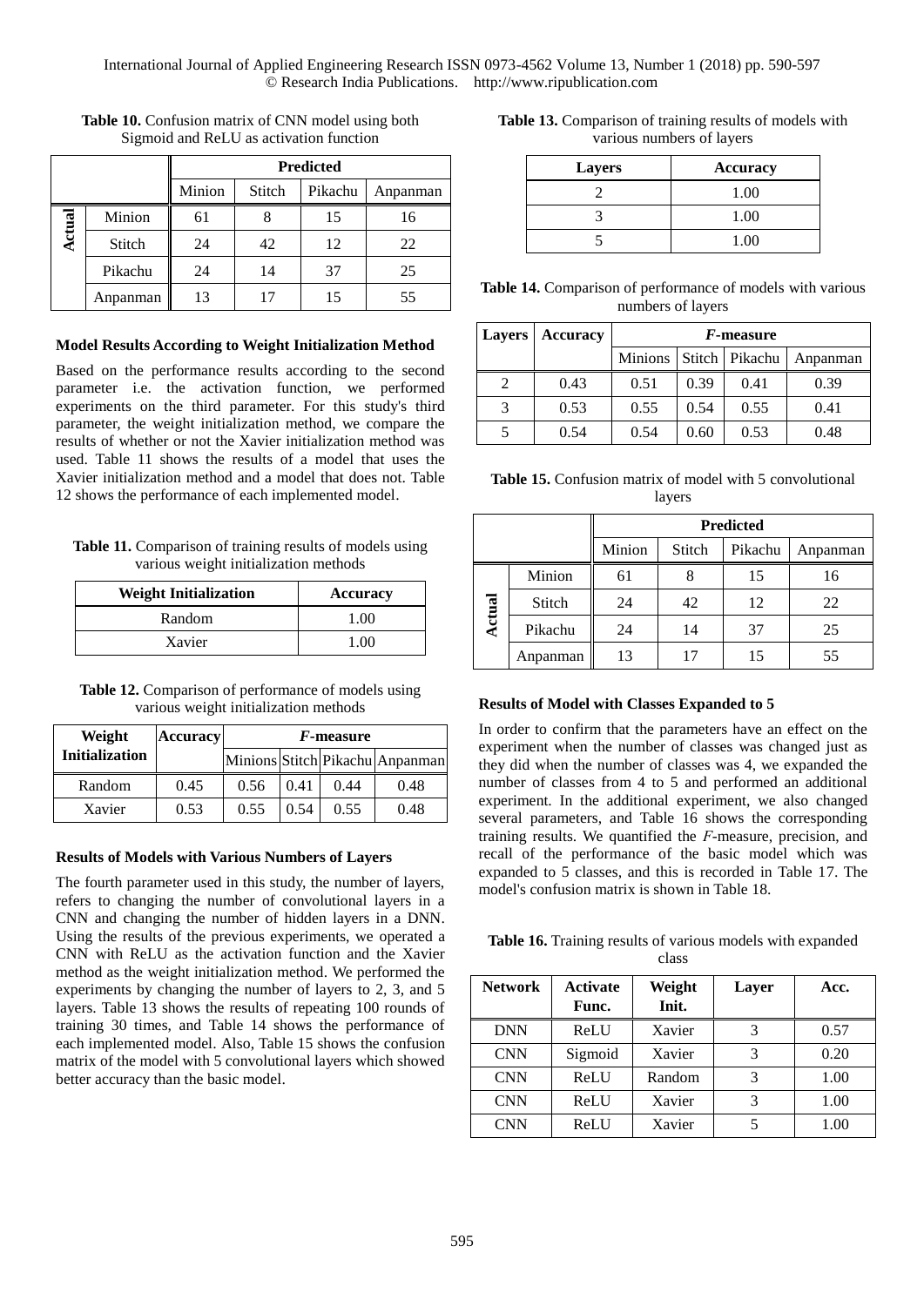**Table 10.** Confusion matrix of CNN model using both Sigmoid and ReLU as activation function

| | | Predicted | | | |
|---|---|---|---|---|---|
| | | Minion | Stitch | Pikachu | Anpanman |
| Actual | Minion | 61 | 8 | 15 | 16 |
| | Stitch | 24 | 42 | 12 | 22 |
| | Pikachu | 24 | 14 | 37 | 25 |
| | Anpanman | 13 | 17 | 15 | 55 |

**Model Results According to Weight Initialization Method**

Based on the performance results according to the second parameter i.e. the activation function, we performed experiments on the third parameter. For this study's third parameter, the weight initialization method, we compare the results of whether or not the Xavier initialization method was used. Table 11 shows the results of a model that uses the Xavier initialization method and a model that does not. Table 12 shows the performance of each implemented model.

**Table 11.** Comparison of training results of models using various weight initialization methods

| Weight Initialization | Accuracy |
|---|---|
| Random | 1.00 |
| Xavier | 1.00 |

**Table 12.** Comparison of performance of models using various weight initialization methods

| Weight Initialization | Accuracy | *F*-measure | | | |
|---|---|---|---|---|---|
| | | Minions | Stitch | Pikachu | Anpanman |
| Random | 0.45 | 0.56 | 0.41 | 0.44 | 0.48 |
| Xavier | 0.53 | 0.55 | 0.54 | 0.55 | 0.48 |

**Results of Models with Various Numbers of Layers**

The fourth parameter used in this study, the number of layers, refers to changing the number of convolutional layers in a CNN and changing the number of hidden layers in a DNN. Using the results of the previous experiments, we operated a CNN with ReLU as the activation function and the Xavier method as the weight initialization method. We performed the experiments by changing the number of layers to 2, 3, and 5 layers. Table 13 shows the results of repeating 100 rounds of training 30 times, and Table 14 shows the performance of each implemented model. Also, Table 15 shows the confusion matrix of the model with 5 convolutional layers which showed better accuracy than the basic model.

**Table 13.** Comparison of training results of models with various numbers of layers

| Layers | Accuracy |
|---|---|
| 2 | 1.00 |
| 3 | 1.00 |
| 5 | 1.00 |

**Table 14.** Comparison of performance of models with various numbers of layers

| Layers | Accuracy | *F*-measure | | | |
|---|---|---|---|---|---|
| | | Minions | Stitch | Pikachu | Anpanman |
| 2 | 0.43 | 0.51 | 0.39 | 0.41 | 0.39 |
| 3 | 0.53 | 0.55 | 0.54 | 0.55 | 0.41 |
| 5 | 0.54 | 0.54 | 0.60 | 0.53 | 0.48 |

**Table 15.** Confusion matrix of model with 5 convolutional layers

| | | Predicted | | | |
|---|---|---|---|---|---|
| | | Minion | Stitch | Pikachu | Anpanman |
| Actual | Minion | 61 | 8 | 15 | 16 |
| | Stitch | 24 | 42 | 12 | 22 |
| | Pikachu | 24 | 14 | 37 | 25 |
| | Anpanman | 13 | 17 | 15 | 55 |

**Results of Model with Classes Expanded to 5**

In order to confirm that the parameters have an effect on the experiment when the number of classes was changed just as they did when the number of classes was 4, we expanded the number of classes from 4 to 5 and performed an additional experiment. In the additional experiment, we also changed several parameters, and Table 16 shows the corresponding training results. We quantified the *F*-measure, precision, and recall of the performance of the basic model which was expanded to 5 classes, and this is recorded in Table 17. The model's confusion matrix is shown in Table 18.

**Table 16.** Training results of various models with expanded class

| Network | Activate Func. | Weight Init. | Layer | Acc. |
|---|---|---|---|---|
| DNN | ReLU | Xavier | 3 | 0.57 |
| CNN | Sigmoid | Xavier | 3 | 0.20 |
| CNN | ReLU | Random | 3 | 1.00 |
| CNN | ReLU | Xavier | 3 | 1.00 |
| CNN | ReLU | Xavier | 5 | 1.00 |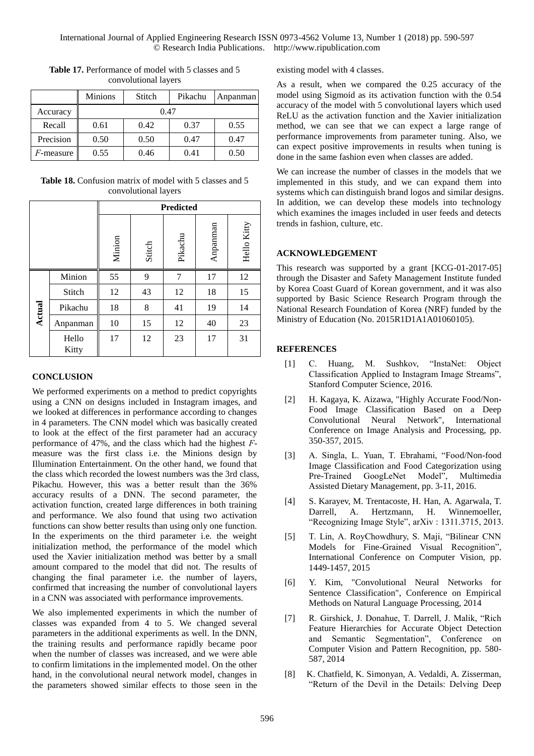**Table 17.** Performance of model with 5 classes and 5 convolutional layers

| | Minions | Stitch | Pikachu | Anpanman |
|---|---|---|---|---|
| Accuracy | 0.47 | | | |
| Recall | 0.61 | 0.42 | 0.37 | 0.55 |
| Precision | 0.50 | 0.50 | 0.47 | 0.47 |
| *F*-measure | 0.55 | 0.46 | 0.41 | 0.50 |

**Table 18.** Confusion matrix of model with 5 classes and 5 convolutional layers

| | | **Predicted** | | | | |
|---|---|---|---|---|---|---|
| | | Minion | Stitch | Pikachu | Anpanman | Hello Kitty |
| **Actual** | Minion | 55 | 9 | 7 | 17 | 12 |
| | Stitch | 12 | 43 | 12 | 18 | 15 |
| | Pikachu | 18 | 8 | 41 | 19 | 14 |
| | Anpanman | 10 | 15 | 12 | 40 | 23 |
| | Hello Kitty | 17 | 12 | 23 | 17 | 31 |

## CONCLUSION

We performed experiments on a method to predict copyrights using a CNN on designs included in Instagram images, and we looked at differences in performance according to changes in 4 parameters. The CNN model which was basically created to look at the effect of the first parameter had an accuracy performance of 47%, and the class which had the highest *F*-measure was the first class i.e. the Minions design by Illumination Entertainment. On the other hand, we found that the class which recorded the lowest numbers was the 3rd class, Pikachu. However, this was a better result than the 36% accuracy results of a DNN. The second parameter, the activation function, created large differences in both training and performance. We also found that using two activation functions can show better results than using only one function. In the experiments on the third parameter i.e. the weight initialization method, the performance of the model which used the Xavier initialization method was better by a small amount compared to the model that did not. The results of changing the final parameter i.e. the number of layers, confirmed that increasing the number of convolutional layers in a CNN was associated with performance improvements.

We also implemented experiments in which the number of classes was expanded from 4 to 5. We changed several parameters in the additional experiments as well. In the DNN, the training results and performance rapidly became poor when the number of classes was increased, and we were able to confirm limitations in the implemented model. On the other hand, in the convolutional neural network model, changes in the parameters showed similar effects to those seen in the existing model with 4 classes.

As a result, when we compared the 0.25 accuracy of the model using Sigmoid as its activation function with the 0.54 accuracy of the model with 5 convolutional layers which used ReLU as the activation function and the Xavier initialization method, we can see that we can expect a large range of performance improvements from parameter tuning. Also, we can expect positive improvements in results when tuning is done in the same fashion even when classes are added.

We can increase the number of classes in the models that we implemented in this study, and we can expand them into systems which can distinguish brand logos and similar designs. In addition, we can develop these models into technology which examines the images included in user feeds and detects trends in fashion, culture, etc.

## ACKNOWLEDGEMENT

This research was supported by a grant [KCG-01-2017-05] through the Disaster and Safety Management Institute funded by Korea Coast Guard of Korean government, and it was also supported by Basic Science Research Program through the National Research Foundation of Korea (NRF) funded by the Ministry of Education (No. 2015R1D1A1A01060105).

## REFERENCES

[1] C. Huang, M. Sushkov, "InstaNet: Object Classification Applied to Instagram Image Streams", Stanford Computer Science, 2016.

[2] H. Kagaya, K. Aizawa, "Highly Accurate Food/Non-Food Image Classification Based on a Deep Convolutional Neural Network", International Conference on Image Analysis and Processing, pp. 350-357, 2015.

[3] A. Singla, L. Yuan, T. Ebrahami, "Food/Non-food Image Classification and Food Categorization using Pre-Trained GoogLeNet Model", Multimedia Assisted Dietary Management, pp. 3-11, 2016.

[4] S. Karayev, M. Trentacoste, H. Han, A. Agarwala, T. Darrell, A. Hertzmann, H. Winnemoeller, "Recognizing Image Style", arXiv : 1311.3715, 2013.

[5] T. Lin, A. RoyChowdhury, S. Maji, "Bilinear CNN Models for Fine-Grained Visual Recognition", International Conference on Computer Vision, pp. 1449-1457, 2015

[6] Y. Kim, "Convolutional Neural Networks for Sentence Classification", Conference on Empirical Methods on Natural Language Processing, 2014

[7] R. Girshick, J. Donahue, T. Darrell, J. Malik, "Rich Feature Hierarchies for Accurate Object Detection and Semantic Segmentation", Conference on Computer Vision and Pattern Recognition, pp. 580-587, 2014

[8] K. Chatfield, K. Simonyan, A. Vedaldi, A. Zisserman, "Return of the Devil in the Details: Delving Deep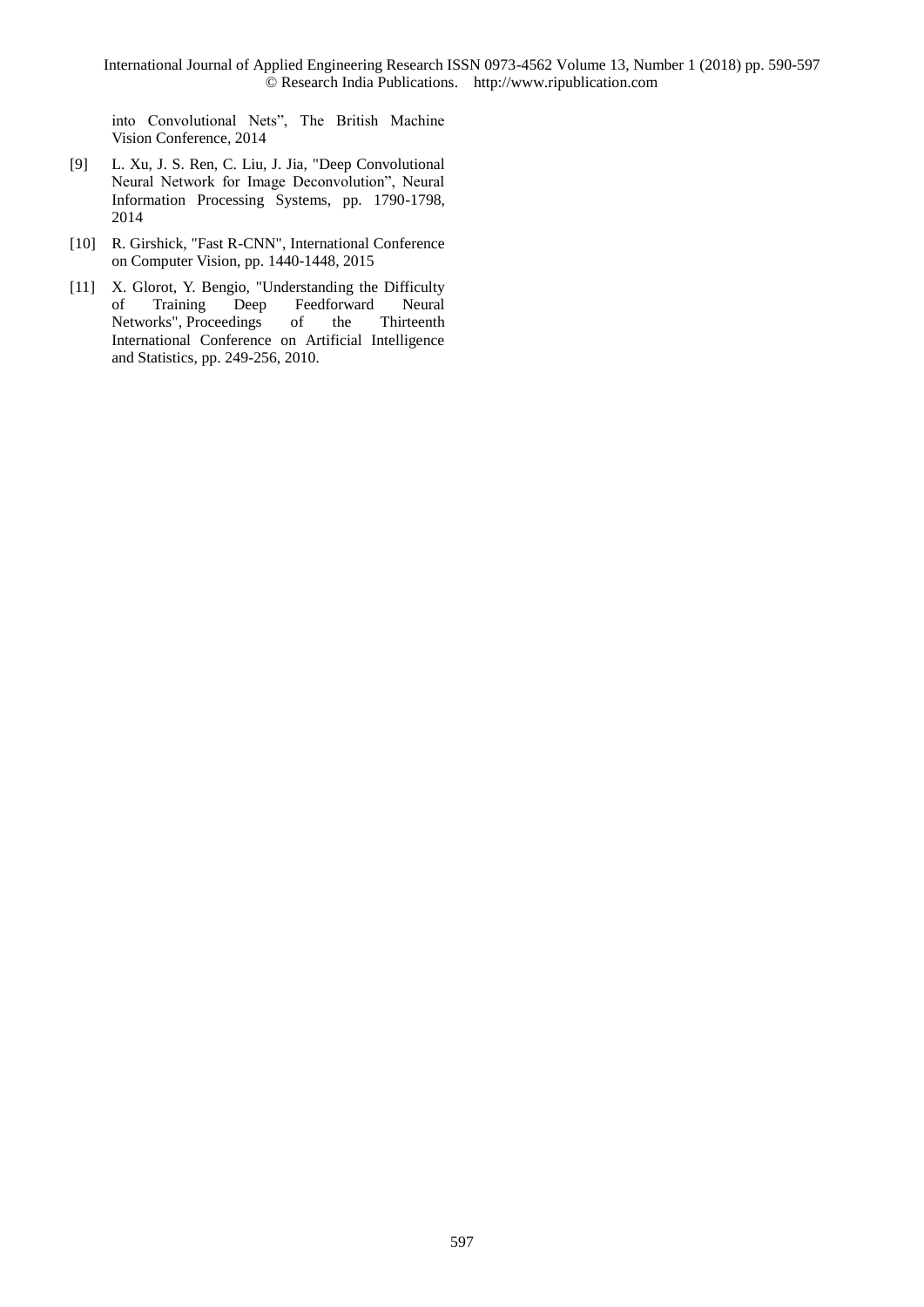into Convolutional Nets", The British Machine Vision Conference, 2014

[9] L. Xu, J. S. Ren, C. Liu, J. Jia, "Deep Convolutional Neural Network for Image Deconvolution", Neural Information Processing Systems, pp. 1790-1798, 2014

[10] R. Girshick, "Fast R-CNN", International Conference on Computer Vision, pp. 1440-1448, 2015

[11] X. Glorot, Y. Bengio, "Understanding the Difficulty of Training Deep Feedforward Neural Networks", Proceedings of the Thirteenth International Conference on Artificial Intelligence and Statistics, pp. 249-256, 2010.